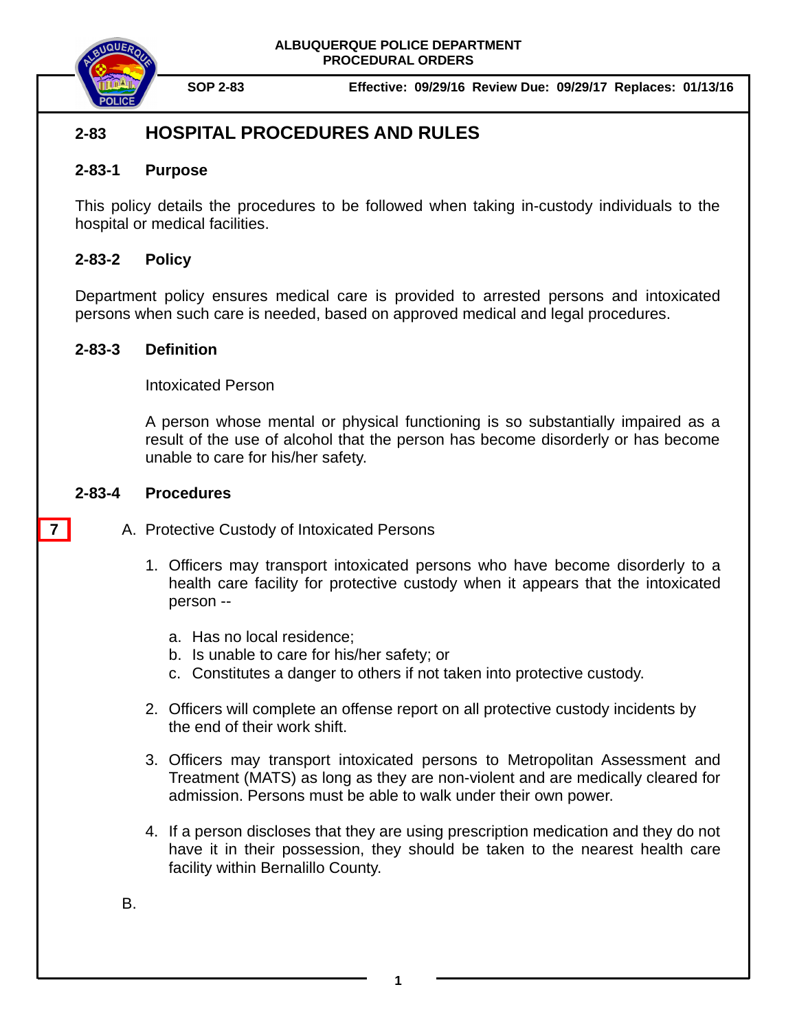ALBUQUERQUE POLICE DEPARTMENT
PROCEDURAL ORDERS

**SOP 2-83** **Effective: 09/29/16 Review Due: 09/29/17 Replaces: 01/13/16**

# 2-83 HOSPITAL PROCEDURES AND RULES

## 2-83-1 Purpose

This policy details the procedures to be followed when taking in-custody individuals to the hospital or medical facilities.

## 2-83-2 Policy

Department policy ensures medical care is provided to arrested persons and intoxicated persons when such care is needed, based on approved medical and legal procedures.

## 2-83-3 Definition

Intoxicated Person

A person whose mental or physical functioning is so substantially impaired as a result of the use of alcohol that the person has become disorderly or has become unable to care for his/her safety.

## 2-83-4 Procedures

7

A. Protective Custody of Intoxicated Persons

1. Officers may transport intoxicated persons who have become disorderly to a health care facility for protective custody when it appears that the intoxicated person --

   a. Has no local residence;
   b. Is unable to care for his/her safety; or
   c. Constitutes a danger to others if not taken into protective custody.

2. Officers will complete an offense report on all protective custody incidents by the end of their work shift.

3. Officers may transport intoxicated persons to Metropolitan Assessment and Treatment (MATS) as long as they are non-violent and are medically cleared for admission. Persons must be able to walk under their own power.

4. If a person discloses that they are using prescription medication and they do not have it in their possession, they should be taken to the nearest health care facility within Bernalillo County.

B.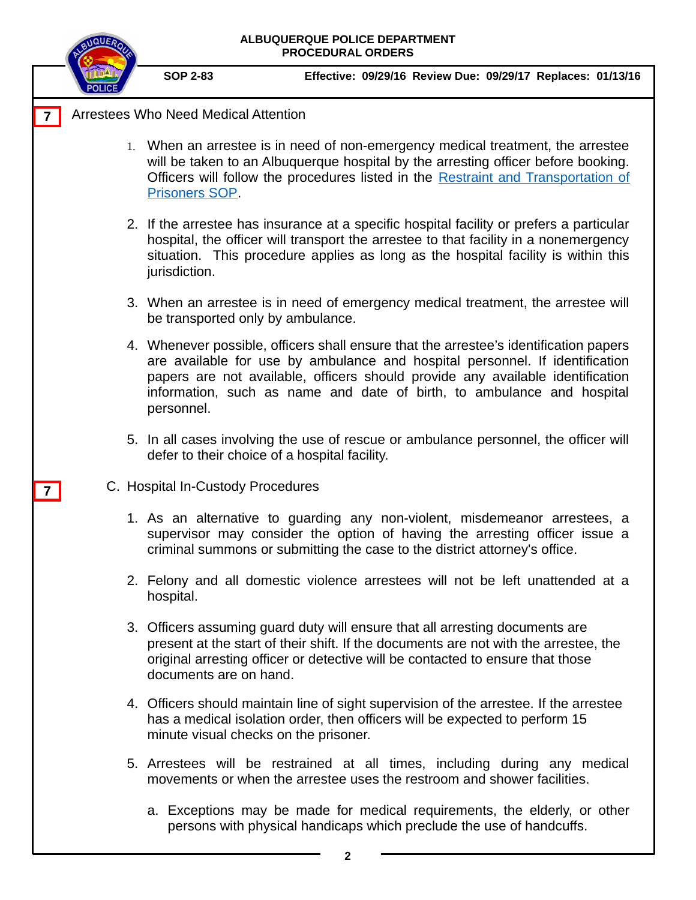7 Arrestees Who Need Medical Attention

1. When an arrestee is in need of non-emergency medical treatment, the arrestee will be taken to an Albuquerque hospital by the arresting officer before booking. Officers will follow the procedures listed in the Restraint and Transportation of Prisoners SOP.

2. If the arrestee has insurance at a specific hospital facility or prefers a particular hospital, the officer will transport the arrestee to that facility in a nonemergency situation. This procedure applies as long as the hospital facility is within this jurisdiction.

3. When an arrestee is in need of emergency medical treatment, the arrestee will be transported only by ambulance.

4. Whenever possible, officers shall ensure that the arrestee's identification papers are available for use by ambulance and hospital personnel. If identification papers are not available, officers should provide any available identification information, such as name and date of birth, to ambulance and hospital personnel.

5. In all cases involving the use of rescue or ambulance personnel, the officer will defer to their choice of a hospital facility.

7 C. Hospital In-Custody Procedures

1. As an alternative to guarding any non-violent, misdemeanor arrestees, a supervisor may consider the option of having the arresting officer issue a criminal summons or submitting the case to the district attorney's office.

2. Felony and all domestic violence arrestees will not be left unattended at a hospital.

3. Officers assuming guard duty will ensure that all arresting documents are present at the start of their shift. If the documents are not with the arrestee, the original arresting officer or detective will be contacted to ensure that those documents are on hand.

4. Officers should maintain line of sight supervision of the arrestee. If the arrestee has a medical isolation order, then officers will be expected to perform 15 minute visual checks on the prisoner.

5. Arrestees will be restrained at all times, including during any medical movements or when the arrestee uses the restroom and shower facilities.

   a. Exceptions may be made for medical requirements, the elderly, or other persons with physical handicaps which preclude the use of handcuffs.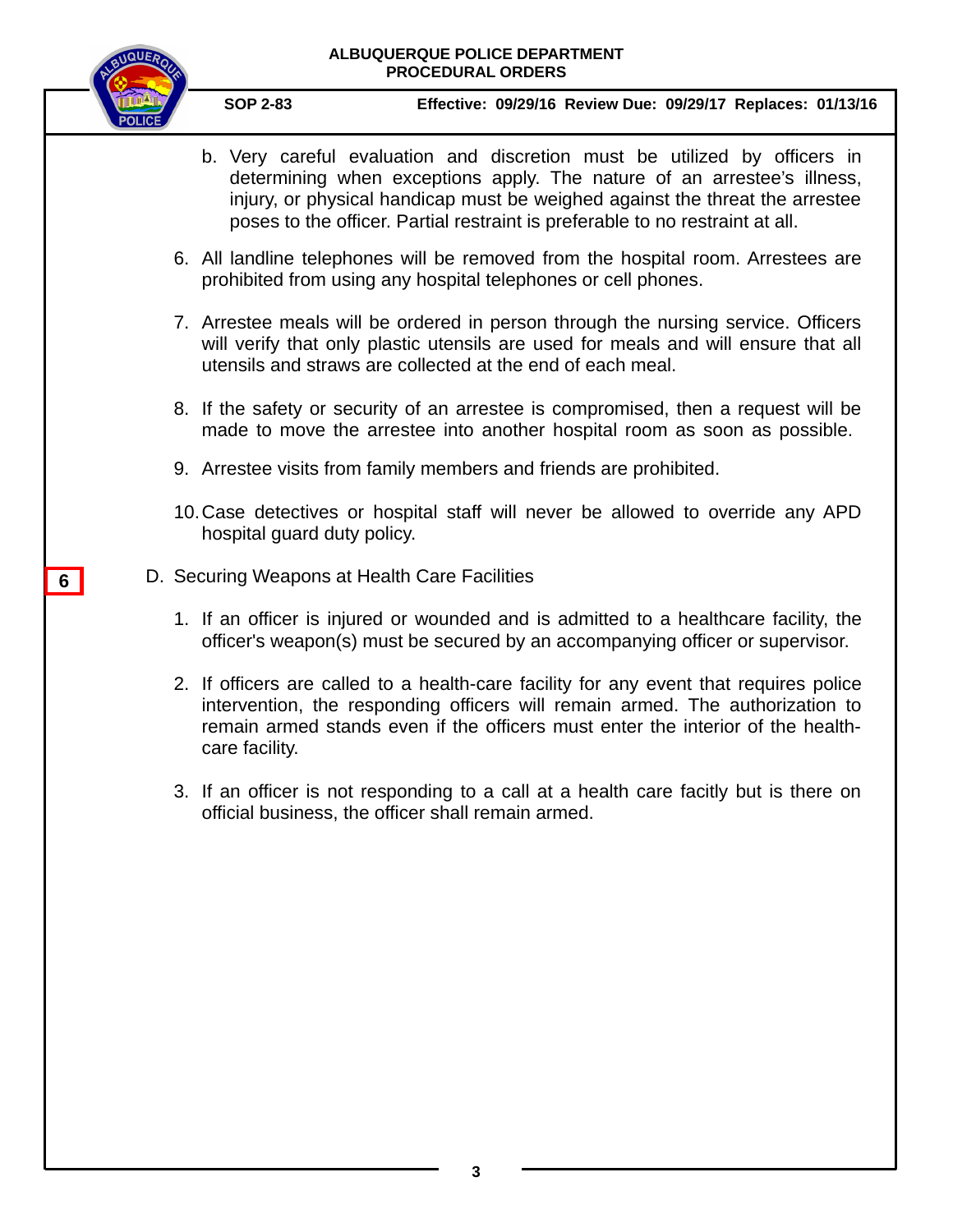b. Very careful evaluation and discretion must be utilized by officers in determining when exceptions apply. The nature of an arrestee's illness, injury, or physical handicap must be weighed against the threat the arrestee poses to the officer. Partial restraint is preferable to no restraint at all.

6. All landline telephones will be removed from the hospital room. Arrestees are prohibited from using any hospital telephones or cell phones.

7. Arrestee meals will be ordered in person through the nursing service. Officers will verify that only plastic utensils are used for meals and will ensure that all utensils and straws are collected at the end of each meal.

8. If the safety or security of an arrestee is compromised, then a request will be made to move the arrestee into another hospital room as soon as possible.

9. Arrestee visits from family members and friends are prohibited.

10. Case detectives or hospital staff will never be allowed to override any APD hospital guard duty policy.

6

D. Securing Weapons at Health Care Facilities

1. If an officer is injured or wounded and is admitted to a healthcare facility, the officer's weapon(s) must be secured by an accompanying officer or supervisor.

2. If officers are called to a health-care facility for any event that requires police intervention, the responding officers will remain armed. The authorization to remain armed stands even if the officers must enter the interior of the health-care facility.

3. If an officer is not responding to a call at a health care facitly but is there on official business, the officer shall remain armed.